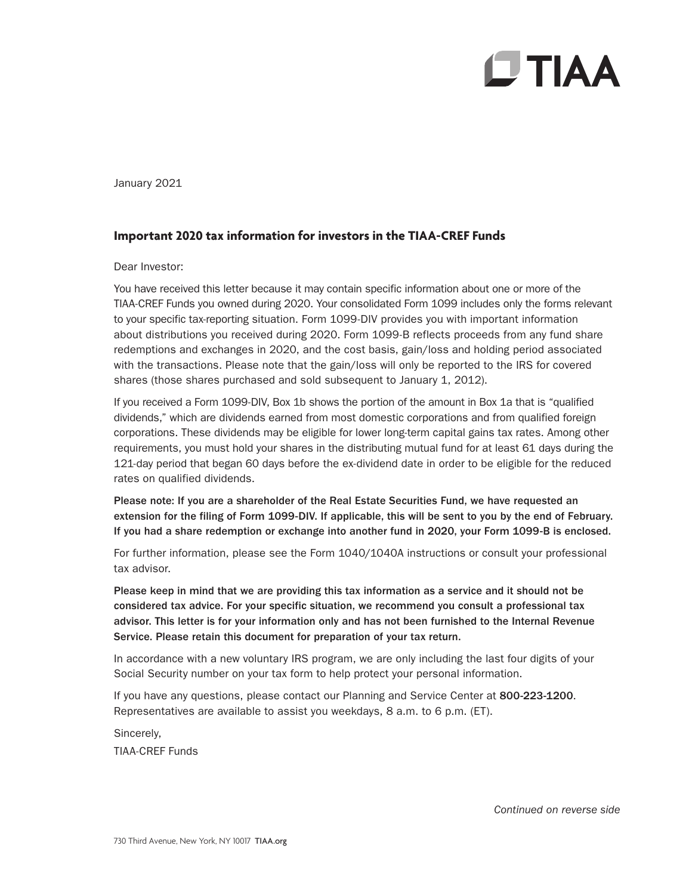TIAA

January 2021

## Important 2020 tax information for investors in the TIAA-CREF Funds

Dear Investor:

You have received this letter because it may contain specific information about one or more of the TIAA-CREF Funds you owned during 2020. Your consolidated Form 1099 includes only the forms relevant to your specific tax-reporting situation. Form 1099-DIV provides you with important information about distributions you received during 2020. Form 1099-B reflects proceeds from any fund share redemptions and exchanges in 2020, and the cost basis, gain/loss and holding period associated with the transactions. Please note that the gain/loss will only be reported to the IRS for covered shares (those shares purchased and sold subsequent to January 1, 2012).

If you received a Form 1099-DIV, Box 1b shows the portion of the amount in Box 1a that is "qualified dividends," which are dividends earned from most domestic corporations and from qualified foreign corporations. These dividends may be eligible for lower long-term capital gains tax rates. Among other requirements, you must hold your shares in the distributing mutual fund for at least 61 days during the 121-day period that began 60 days before the ex-dividend date in order to be eligible for the reduced rates on qualified dividends.

**Please note: If you are a shareholder of the Real Estate Securities Fund, we have requested an extension for the filing of Form 1099-DIV. If applicable, this will be sent to you by the end of February. If you had a share redemption or exchange into another fund in 2020, your Form 1099-B is enclosed.**

For further information, please see the Form 1040/1040A instructions or consult your professional tax advisor.

**Please keep in mind that we are providing this tax information as a service and it should not be considered tax advice. For your specific situation, we recommend you consult a professional tax advisor. This letter is for your information only and has not been furnished to the Internal Revenue Service. Please retain this document for preparation of your tax return.**

In accordance with a new voluntary IRS program, we are only including the last four digits of your Social Security number on your tax form to help protect your personal information.

If you have any questions, please contact our Planning and Service Center at **800-223-1200**. Representatives are available to assist you weekdays, 8 a.m. to 6 p.m. (ET).

Sincerely,

TIAA-CREF Funds

*Continued on reverse side*

730 Third Avenue, New York, NY 10017 **TIAA.org**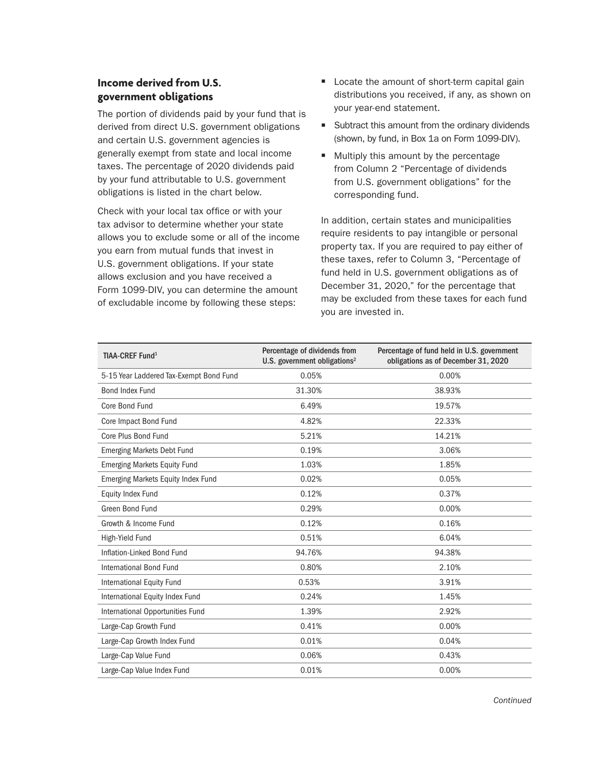## Income derived from U.S. government obligations

The portion of dividends paid by your fund that is derived from direct U.S. government obligations and certain U.S. government agencies is generally exempt from state and local income taxes. The percentage of 2020 dividends paid by your fund attributable to U.S. government obligations is listed in the chart below.

Check with your local tax office or with your tax advisor to determine whether your state allows you to exclude some or all of the income you earn from mutual funds that invest in U.S. government obligations. If your state allows exclusion and you have received a Form 1099-DIV, you can determine the amount of excludable income by following these steps:

- Locate the amount of short-term capital gain distributions you received, if any, as shown on your year-end statement.
- Subtract this amount from the ordinary dividends (shown, by fund, in Box 1a on Form 1099-DIV).
- Multiply this amount by the percentage from Column 2 "Percentage of dividends from U.S. government obligations" for the corresponding fund.

In addition, certain states and municipalities require residents to pay intangible or personal property tax. If you are required to pay either of these taxes, refer to Column 3, "Percentage of fund held in U.S. government obligations as of December 31, 2020," for the percentage that may be excluded from these taxes for each fund you are invested in.

| TIAA-CREF Fund[1] | Percentage of dividends from U.S. government obligations[2] | Percentage of fund held in U.S. government obligations as of December 31, 2020 |
|---|---|---|
| 5-15 Year Laddered Tax-Exempt Bond Fund | 0.05% | 0.00% |
| Bond Index Fund | 31.30% | 38.93% |
| Core Bond Fund | 6.49% | 19.57% |
| Core Impact Bond Fund | 4.82% | 22.33% |
| Core Plus Bond Fund | 5.21% | 14.21% |
| Emerging Markets Debt Fund | 0.19% | 3.06% |
| Emerging Markets Equity Fund | 1.03% | 1.85% |
| Emerging Markets Equity Index Fund | 0.02% | 0.05% |
| Equity Index Fund | 0.12% | 0.37% |
| Green Bond Fund | 0.29% | 0.00% |
| Growth & Income Fund | 0.12% | 0.16% |
| High-Yield Fund | 0.51% | 6.04% |
| Inflation-Linked Bond Fund | 94.76% | 94.38% |
| International Bond Fund | 0.80% | 2.10% |
| International Equity Fund | 0.53% | 3.91% |
| International Equity Index Fund | 0.24% | 1.45% |
| International Opportunities Fund | 1.39% | 2.92% |
| Large-Cap Growth Fund | 0.41% | 0.00% |
| Large-Cap Growth Index Fund | 0.01% | 0.04% |
| Large-Cap Value Fund | 0.06% | 0.43% |
| Large-Cap Value Index Fund | 0.01% | 0.00% |

*Continued*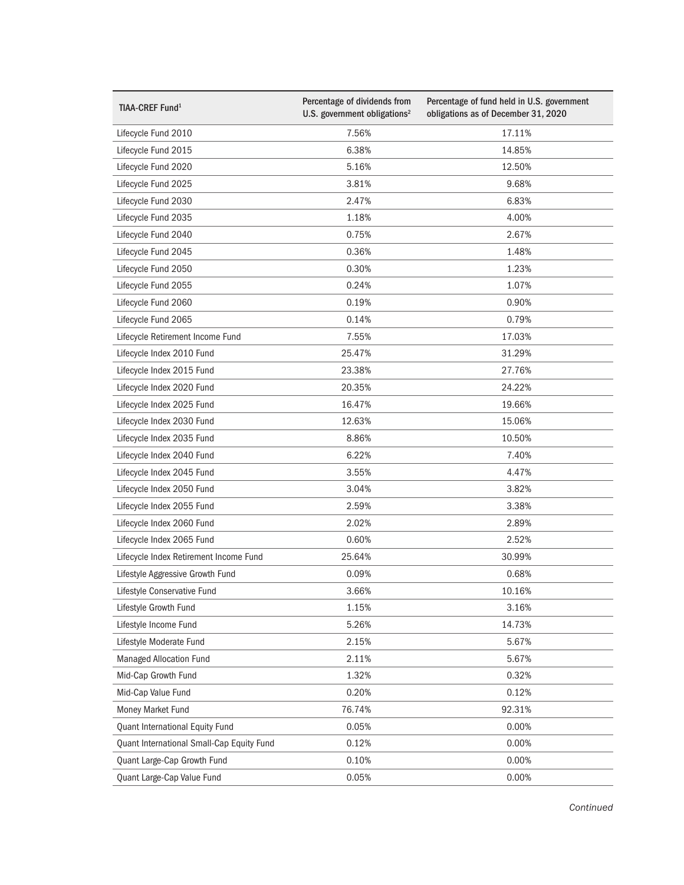| TIAA-CREF Fund[1] | Percentage of dividends from U.S. government obligations[2] | Percentage of fund held in U.S. government obligations as of December 31, 2020 |
|---|---|---|
| Lifecycle Fund 2010 | 7.56% | 17.11% |
| Lifecycle Fund 2015 | 6.38% | 14.85% |
| Lifecycle Fund 2020 | 5.16% | 12.50% |
| Lifecycle Fund 2025 | 3.81% | 9.68% |
| Lifecycle Fund 2030 | 2.47% | 6.83% |
| Lifecycle Fund 2035 | 1.18% | 4.00% |
| Lifecycle Fund 2040 | 0.75% | 2.67% |
| Lifecycle Fund 2045 | 0.36% | 1.48% |
| Lifecycle Fund 2050 | 0.30% | 1.23% |
| Lifecycle Fund 2055 | 0.24% | 1.07% |
| Lifecycle Fund 2060 | 0.19% | 0.90% |
| Lifecycle Fund 2065 | 0.14% | 0.79% |
| Lifecycle Retirement Income Fund | 7.55% | 17.03% |
| Lifecycle Index 2010 Fund | 25.47% | 31.29% |
| Lifecycle Index 2015 Fund | 23.38% | 27.76% |
| Lifecycle Index 2020 Fund | 20.35% | 24.22% |
| Lifecycle Index 2025 Fund | 16.47% | 19.66% |
| Lifecycle Index 2030 Fund | 12.63% | 15.06% |
| Lifecycle Index 2035 Fund | 8.86% | 10.50% |
| Lifecycle Index 2040 Fund | 6.22% | 7.40% |
| Lifecycle Index 2045 Fund | 3.55% | 4.47% |
| Lifecycle Index 2050 Fund | 3.04% | 3.82% |
| Lifecycle Index 2055 Fund | 2.59% | 3.38% |
| Lifecycle Index 2060 Fund | 2.02% | 2.89% |
| Lifecycle Index 2065 Fund | 0.60% | 2.52% |
| Lifecycle Index Retirement Income Fund | 25.64% | 30.99% |
| Lifestyle Aggressive Growth Fund | 0.09% | 0.68% |
| Lifestyle Conservative Fund | 3.66% | 10.16% |
| Lifestyle Growth Fund | 1.15% | 3.16% |
| Lifestyle Income Fund | 5.26% | 14.73% |
| Lifestyle Moderate Fund | 2.15% | 5.67% |
| Managed Allocation Fund | 2.11% | 5.67% |
| Mid-Cap Growth Fund | 1.32% | 0.32% |
| Mid-Cap Value Fund | 0.20% | 0.12% |
| Money Market Fund | 76.74% | 92.31% |
| Quant International Equity Fund | 0.05% | 0.00% |
| Quant International Small-Cap Equity Fund | 0.12% | 0.00% |
| Quant Large-Cap Growth Fund | 0.10% | 0.00% |
| Quant Large-Cap Value Fund | 0.05% | 0.00% |

*Continued*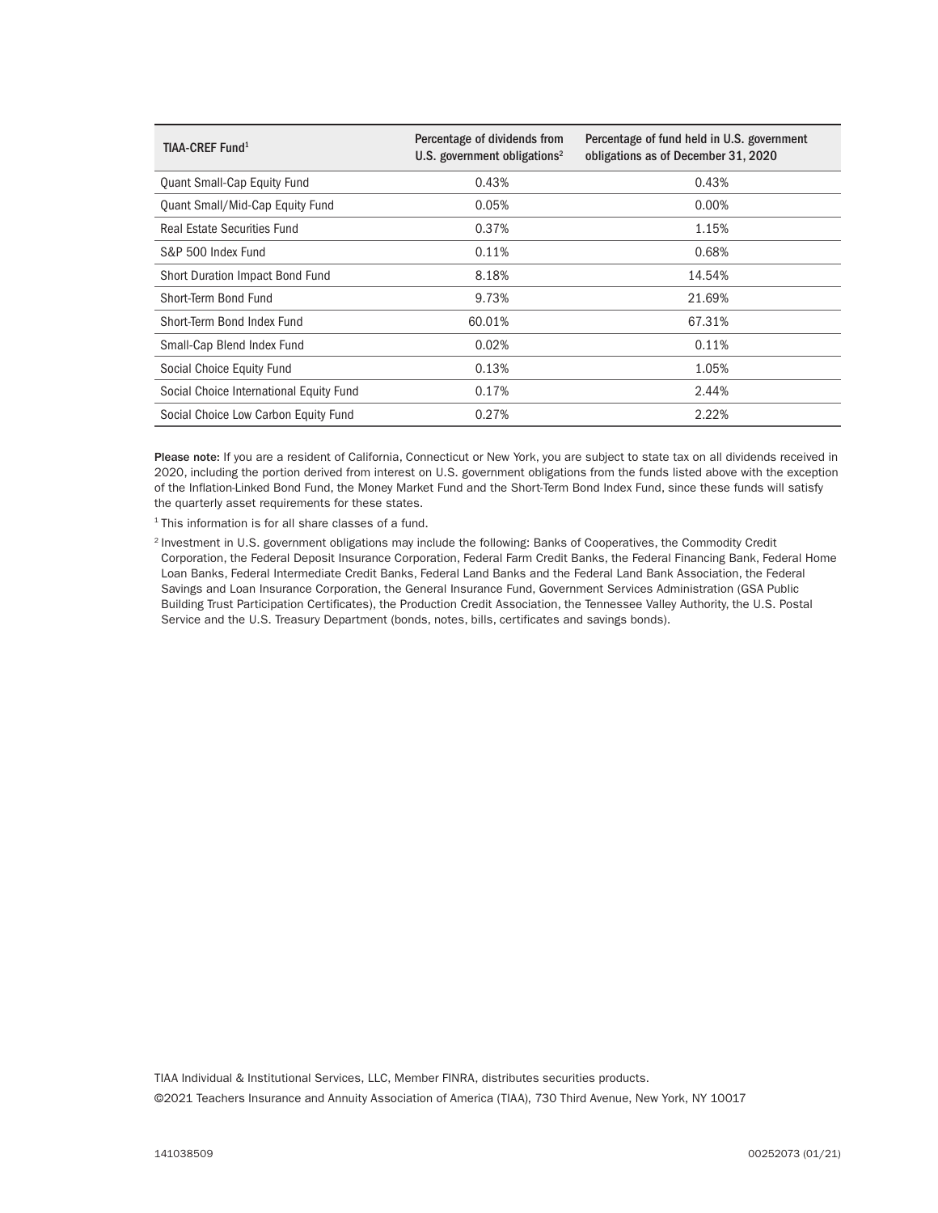| TIAA-CREF Fund[1] | Percentage of dividends from U.S. government obligations[2] | Percentage of fund held in U.S. government obligations as of December 31, 2020 |
|---|---|---|
| Quant Small-Cap Equity Fund | 0.43% | 0.43% |
| Quant Small/Mid-Cap Equity Fund | 0.05% | 0.00% |
| Real Estate Securities Fund | 0.37% | 1.15% |
| S&P 500 Index Fund | 0.11% | 0.68% |
| Short Duration Impact Bond Fund | 8.18% | 14.54% |
| Short-Term Bond Fund | 9.73% | 21.69% |
| Short-Term Bond Index Fund | 60.01% | 67.31% |
| Small-Cap Blend Index Fund | 0.02% | 0.11% |
| Social Choice Equity Fund | 0.13% | 1.05% |
| Social Choice International Equity Fund | 0.17% | 2.44% |
| Social Choice Low Carbon Equity Fund | 0.27% | 2.22% |

**Please note:** If you are a resident of California, Connecticut or New York, you are subject to state tax on all dividends received in 2020, including the portion derived from interest on U.S. government obligations from the funds listed above with the exception of the Inflation-Linked Bond Fund, the Money Market Fund and the Short-Term Bond Index Fund, since these funds will satisfy the quarterly asset requirements for these states.

[1] This information is for all share classes of a fund.

[2] Investment in U.S. government obligations may include the following: Banks of Cooperatives, the Commodity Credit Corporation, the Federal Deposit Insurance Corporation, Federal Farm Credit Banks, the Federal Financing Bank, Federal Home Loan Banks, Federal Intermediate Credit Banks, Federal Land Banks and the Federal Land Bank Association, the Federal Savings and Loan Insurance Corporation, the General Insurance Fund, Government Services Administration (GSA Public Building Trust Participation Certificates), the Production Credit Association, the Tennessee Valley Authority, the U.S. Postal Service and the U.S. Treasury Department (bonds, notes, bills, certificates and savings bonds).

TIAA Individual & Institutional Services, LLC, Member FINRA, distributes securities products.

©2021 Teachers Insurance and Annuity Association of America (TIAA), 730 Third Avenue, New York, NY 10017

141038509 00252073 (01/21)